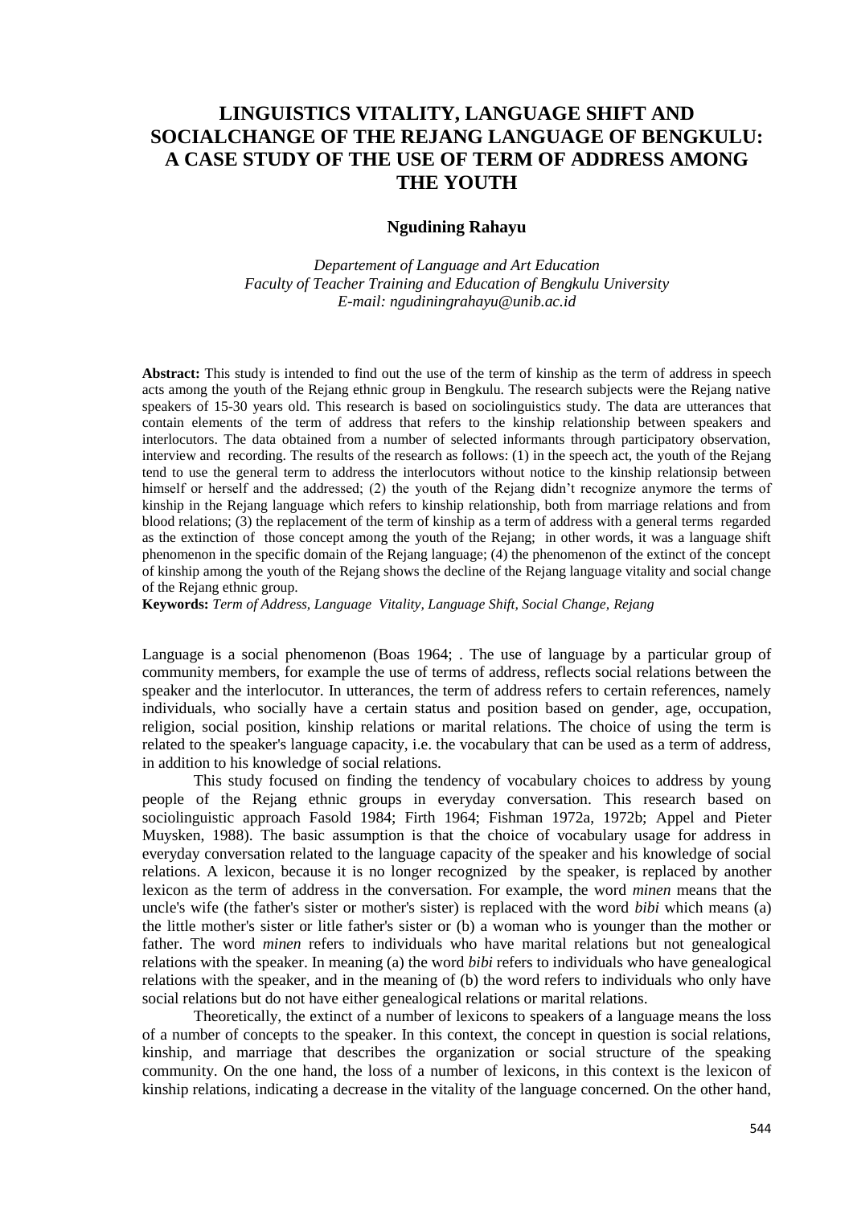# LINGUISTICS VITALITY, LANGUAGE SHIFT AND SOCIALCHANGE OF THE REJANG LANGUAGE OF BENGKULU: A CASE STUDY OF THE USE OF TERM OF ADDRESS AMONG THE YOUTH

**Ngudining Rahayu**

*Departement of Language and Art Education*
*Faculty of Teacher Training and Education of Bengkulu University*
*E-mail: ngudiningrahayu@unib.ac.id*

**Abstract:** This study is intended to find out the use of the term of kinship as the term of address in speech acts among the youth of the Rejang ethnic group in Bengkulu. The research subjects were the Rejang native speakers of 15-30 years old. This research is based on sociolinguistics study. The data are utterances that contain elements of the term of address that refers to the kinship relationship between speakers and interlocutors. The data obtained from a number of selected informants through participatory observation, interview and recording. The results of the research as follows: (1) in the speech act, the youth of the Rejang tend to use the general term to address the interlocutors without notice to the kinship relationsip between himself or herself and the addressed; (2) the youth of the Rejang didn't recognize anymore the terms of kinship in the Rejang language which refers to kinship relationship, both from marriage relations and from blood relations; (3) the replacement of the term of kinship as a term of address with a general terms regarded as the extinction of those concept among the youth of the Rejang; in other words, it was a language shift phenomenon in the specific domain of the Rejang language; (4) the phenomenon of the extinct of the concept of kinship among the youth of the Rejang shows the decline of the Rejang language vitality and social change of the Rejang ethnic group.

**Keywords:** *Term of Address, Language Vitality, Language Shift, Social Change, Rejang*

Language is a social phenomenon (Boas 1964; . The use of language by a particular group of community members, for example the use of terms of address, reflects social relations between the speaker and the interlocutor. In utterances, the term of address refers to certain references, namely individuals, who socially have a certain status and position based on gender, age, occupation, religion, social position, kinship relations or marital relations. The choice of using the term is related to the speaker's language capacity, i.e. the vocabulary that can be used as a term of address, in addition to his knowledge of social relations.

This study focused on finding the tendency of vocabulary choices to address by young people of the Rejang ethnic groups in everyday conversation. This research based on sociolinguistic approach Fasold 1984; Firth 1964; Fishman 1972a, 1972b; Appel and Pieter Muysken, 1988). The basic assumption is that the choice of vocabulary usage for address in everyday conversation related to the language capacity of the speaker and his knowledge of social relations. A lexicon, because it is no longer recognized by the speaker, is replaced by another lexicon as the term of address in the conversation. For example, the word *minen* means that the uncle's wife (the father's sister or mother's sister) is replaced with the word *bibi* which means (a) the little mother's sister or litle father's sister or (b) a woman who is younger than the mother or father. The word *minen* refers to individuals who have marital relations but not genealogical relations with the speaker. In meaning (a) the word *bibi* refers to individuals who have genealogical relations with the speaker, and in the meaning of (b) the word refers to individuals who only have social relations but do not have either genealogical relations or marital relations.

Theoretically, the extinct of a number of lexicons to speakers of a language means the loss of a number of concepts to the speaker. In this context, the concept in question is social relations, kinship, and marriage that describes the organization or social structure of the speaking community. On the one hand, the loss of a number of lexicons, in this context is the lexicon of kinship relations, indicating a decrease in the vitality of the language concerned. On the other hand,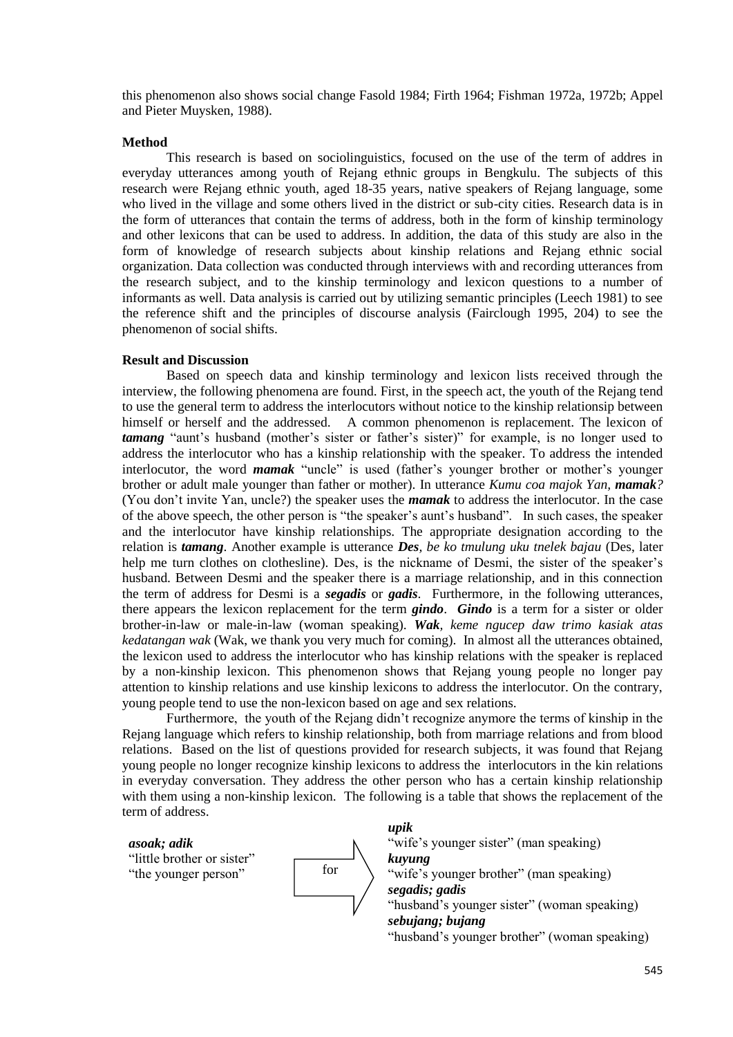this phenomenon also shows social change Fasold 1984; Firth 1964; Fishman 1972a, 1972b; Appel and Pieter Muysken, 1988).

**Method**

This research is based on sociolinguistics, focused on the use of the term of addres in everyday utterances among youth of Rejang ethnic groups in Bengkulu. The subjects of this research were Rejang ethnic youth, aged 18-35 years, native speakers of Rejang language, some who lived in the village and some others lived in the district or sub-city cities. Research data is in the form of utterances that contain the terms of address, both in the form of kinship terminology and other lexicons that can be used to address. In addition, the data of this study are also in the form of knowledge of research subjects about kinship relations and Rejang ethnic social organization. Data collection was conducted through interviews with and recording utterances from the research subject, and to the kinship terminology and lexicon questions to a number of informants as well. Data analysis is carried out by utilizing semantic principles (Leech 1981) to see the reference shift and the principles of discourse analysis (Fairclough 1995, 204) to see the phenomenon of social shifts.

**Result and Discussion**

Based on speech data and kinship terminology and lexicon lists received through the interview, the following phenomena are found. First, in the speech act, the youth of the Rejang tend to use the general term to address the interlocutors without notice to the kinship relationsip between himself or herself and the addressed. A common phenomenon is replacement. The lexicon of ***tamang*** "aunt's husband (mother's sister or father's sister)" for example, is no longer used to address the interlocutor who has a kinship relationship with the speaker. To address the intended interlocutor, the word ***mamak*** "uncle" is used (father's younger brother or mother's younger brother or adult male younger than father or mother). In utterance *Kumu coa majok Yan,* ***mamak****?* (You don't invite Yan, uncle?) the speaker uses the ***mamak*** to address the interlocutor. In the case of the above speech, the other person is "the speaker's aunt's husband". In such cases, the speaker and the interlocutor have kinship relationships. The appropriate designation according to the relation is ***tamang***. Another example is utterance ***Des****, be ko tmulung uku tnelek bajau* (Des, later help me turn clothes on clothesline). Des, is the nickname of Desmi, the sister of the speaker's husband. Between Desmi and the speaker there is a marriage relationship, and in this connection the term of address for Desmi is a ***segadis*** or ***gadis***. Furthermore, in the following utterances, there appears the lexicon replacement for the term ***gindo***. ***Gindo*** is a term for a sister or older brother-in-law or male-in-law (woman speaking). ***Wak****, keme ngucep daw trimo kasiak atas kedatangan wak* (Wak, we thank you very much for coming). In almost all the utterances obtained, the lexicon used to address the interlocutor who has kinship relations with the speaker is replaced by a non-kinship lexicon. This phenomenon shows that Rejang young people no longer pay attention to kinship relations and use kinship lexicons to address the interlocutor. On the contrary, young people tend to use the non-lexicon based on age and sex relations.

Furthermore, the youth of the Rejang didn't recognize anymore the terms of kinship in the Rejang language which refers to kinship relationship, both from marriage relations and from blood relations. Based on the list of questions provided for research subjects, it was found that Rejang young people no longer recognize kinship lexicons to address the interlocutors in the kin relations in everyday conversation. They address the other person who has a certain kinship relationship with them using a non-kinship lexicon. The following is a table that shows the replacement of the term of address.

| | | |
|---|---|---|
| ***asoak; adik***<br>"little brother or sister"<br>"the younger person" | for | ***upik***<br>"wife's younger sister" (man speaking)<br>***kuyung***<br>"wife's younger brother" (man speaking)<br>***segadis; gadis***<br>"husband's younger sister" (woman speaking)<br>***sebujang; bujang***<br>"husband's younger brother" (woman speaking) |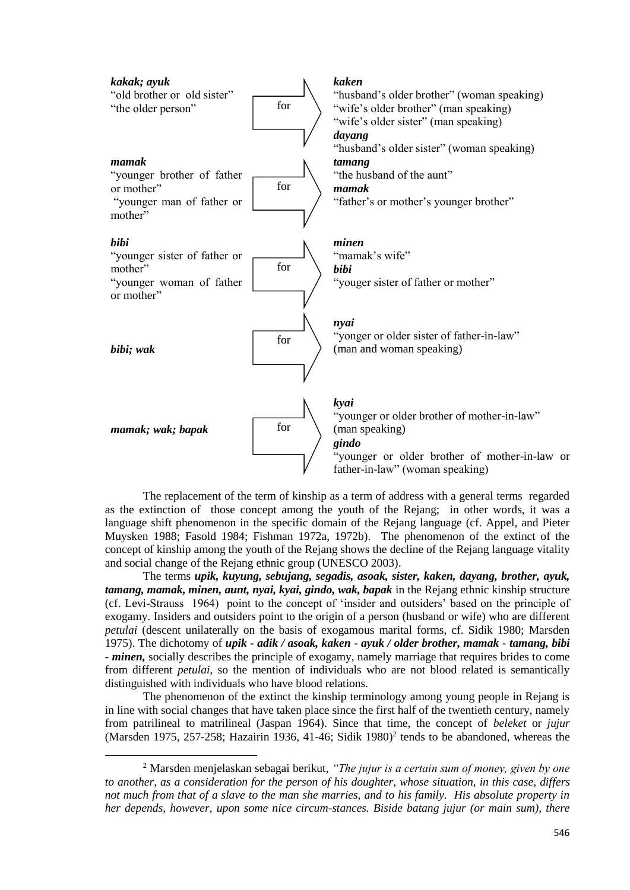| | | |
|---|---|---|
| ***kakak; ayuk***<br>"old brother or old sister"<br>"the older person" | for | ***kaken***<br>"husband's older brother" (woman speaking)<br>"wife's older brother" (man speaking)<br>"wife's older sister" (man speaking)<br>***dayang***<br>"husband's older sister" (woman speaking) |
| ***mamak***<br>"younger brother of father or mother"<br>"younger man of father or mother" | for | ***tamang***<br>"the husband of the aunt"<br>***mamak***<br>"father's or mother's younger brother" |
| ***bibi***<br>"younger sister of father or mother"<br>"younger woman of father or mother" | for | ***minen***<br>"mamak's wife"<br>***bibi***<br>"youger sister of father or mother" |
| ***bibi; wak*** | for | ***nyai***<br>"yonger or older sister of father-in-law" (man and woman speaking) |
| ***mamak; wak; bapak*** | for | ***kyai***<br>"younger or older brother of mother-in-law" (man speaking)<br>***gindo***<br>"younger or older brother of mother-in-law or father-in-law" (woman speaking) |

The replacement of the term of kinship as a term of address with a general terms regarded as the extinction of those concept among the youth of the Rejang; in other words, it was a language shift phenomenon in the specific domain of the Rejang language (cf. Appel, and Pieter Muysken 1988; Fasold 1984; Fishman 1972a, 1972b). The phenomenon of the extinct of the concept of kinship among the youth of the Rejang shows the decline of the Rejang language vitality and social change of the Rejang ethnic group (UNESCO 2003).

The terms ***upik, kuyung, sebujang, segadis, asoak, sister, kaken, dayang, brother, ayuk, tamang, mamak, minen, aunt, nyai, kyai, gindo, wak, bapak*** in the Rejang ethnic kinship structure (cf. Levi-Strauss 1964) point to the concept of 'insider and outsiders' based on the principle of exogamy. Insiders and outsiders point to the origin of a person (husband or wife) who are different *petulai* (descent unilaterally on the basis of exogamous marital forms, cf. Sidik 1980; Marsden 1975). The dichotomy of ***upik - adik / asoak, kaken - ayuk / older brother, mamak - tamang, bibi - minen,*** socially describes the principle of exogamy, namely marriage that requires brides to come from different *petulai*, so the mention of individuals who are not blood related is semantically distinguished with individuals who have blood relations.

The phenomenon of the extinct the kinship terminology among young people in Rejang is in line with social changes that have taken place since the first half of the twentieth century, namely from patrilineal to matrilineal (Jaspan 1964). Since that time, the concept of *beleket* or *jujur* (Marsden 1975, 257-258; Hazairin 1936, 41-46; Sidik 1980)[2] tends to be abandoned, whereas the

[2] Marsden menjelaskan sebagai berikut, *"The jujur is a certain sum of money, given by one to another, as a consideration for the person of his doughter, whose situation, in this case, differs not much from that of a slave to the man she marries, and to his family. His absolute property in her depends, however, upon some nice circum-stances. Biside batang jujur (or main sum), there*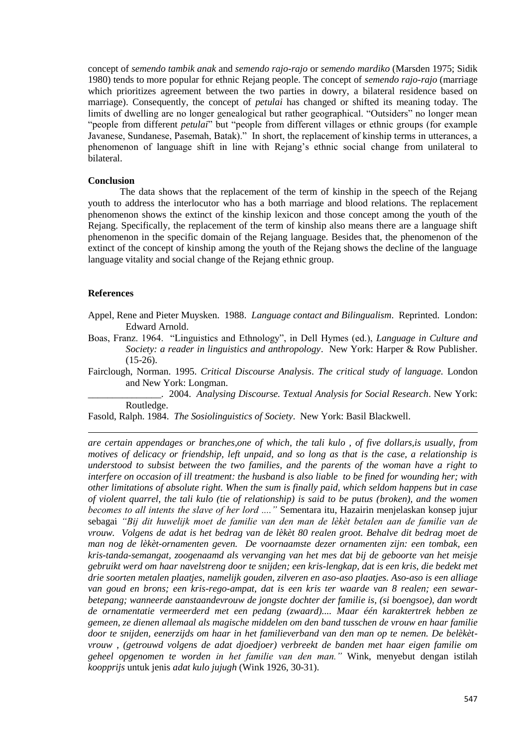concept of *semendo tambik anak* and *semendo rajo-rajo* or *semendo mardiko* (Marsden 1975; Sidik 1980) tends to more popular for ethnic Rejang people. The concept of *semendo rajo-rajo* (marriage which prioritizes agreement between the two parties in dowry, a bilateral residence based on marriage). Consequently, the concept of *petulai* has changed or shifted its meaning today. The limits of dwelling are no longer genealogical but rather geographical. "Outsiders" no longer mean "people from different *petulai*" but "people from different villages or ethnic groups (for example Javanese, Sundanese, Pasemah, Batak)." In short, the replacement of kinship terms in utterances, a phenomenon of language shift in line with Rejang's ethnic social change from unilateral to bilateral.

## Conclusion

The data shows that the replacement of the term of kinship in the speech of the Rejang youth to address the interlocutor who has a both marriage and blood relations. The replacement phenomenon shows the extinct of the kinship lexicon and those concept among the youth of the Rejang. Specifically, the replacement of the term of kinship also means there are a language shift phenomenon in the specific domain of the Rejang language. Besides that, the phenomenon of the extinct of the concept of kinship among the youth of the Rejang shows the decline of the language language vitality and social change of the Rejang ethnic group.

## References

Appel, Rene and Pieter Muysken. 1988. *Language contact and Bilingualism*. Reprinted. London: Edward Arnold.

Boas, Franz. 1964. "Linguistics and Ethnology", in Dell Hymes (ed.), *Language in Culture and Society: a reader in linguistics and anthropology*. New York: Harper & Row Publisher. (15-26).

Fairclough, Norman. 1995. *Critical Discourse Analysis*. *The critical study of language.* London and New York: Longman.

\_\_\_\_\_\_\_\_\_\_\_\_\_\_\_. 2004. *Analysing Discourse. Textual Analysis for Social Research*. New York: Routledge.

Fasold, Ralph. 1984. *The Sosiolinguistics of Society*. New York: Basil Blackwell.

---

*are certain appendages or branches,one of which, the tali kulo , of five dollars,is usually, from motives of delicacy or friendship, left unpaid, and so long as that is the case, a relationship is understood to subsist between the two families, and the parents of the woman have a right to interfere on occasion of ill treatment: the husband is also liable to be fined for wounding her; with other limitations of absolute right. When the sum is finally paid, which seldom happens but in case of violent quarrel, the tali kulo (tie of relationship) is said to be putus (broken), and the women becomes to all intents the slave of her lord ...."* Sementara itu, Hazairin menjelaskan konsep jujur sebagai *"Bij dit huwelijk moet de familie van den man de lèkèt betalen aan de familie van de vrouw. Volgens de adat is het bedrag van de lèkèt 80 realen groot. Behalve dit bedrag moet de man nog de lèkèt-ornamenten geven. De voornaamste dezer ornamenten zijn: een tombak, een kris-tanda-semangat, zoogenaamd als vervanging van het mes dat bij de geboorte van het meisje gebruikt werd om haar navelstreng door te snijden; een kris-lengkap, dat is een kris, die bedekt met drie soorten metalen plaatjes, namelijk gouden, zilveren en aso-aso plaatjes. Aso-aso is een alliage van goud en brons; een kris-rego-ampat, dat is een kris ter waarde van 8 realen; een sewar-betepang; wanneerde aanstaandevrouw de jongste dochter der familie is, (si boengsoe), dan wordt de ornamentatie vermeerderd met een pedang (zwaard).... Maar één karaktertrek hebben ze gemeen, ze dienen allemaal als magische middelen om den band tusschen de vrouw en haar familie door te snijden, eenerzijds om haar in het familieverband van den man op te nemen. De belèkèt-vrouw , (getrouwd volgens de adat djoedjoer) verbreekt de banden met haar eigen familie om geheel opgenomen te worden in het familie van den man."* Wink, menyebut dengan istilah *koopprijs* untuk jenis *adat kulo jujugh* (Wink 1926, 30-31).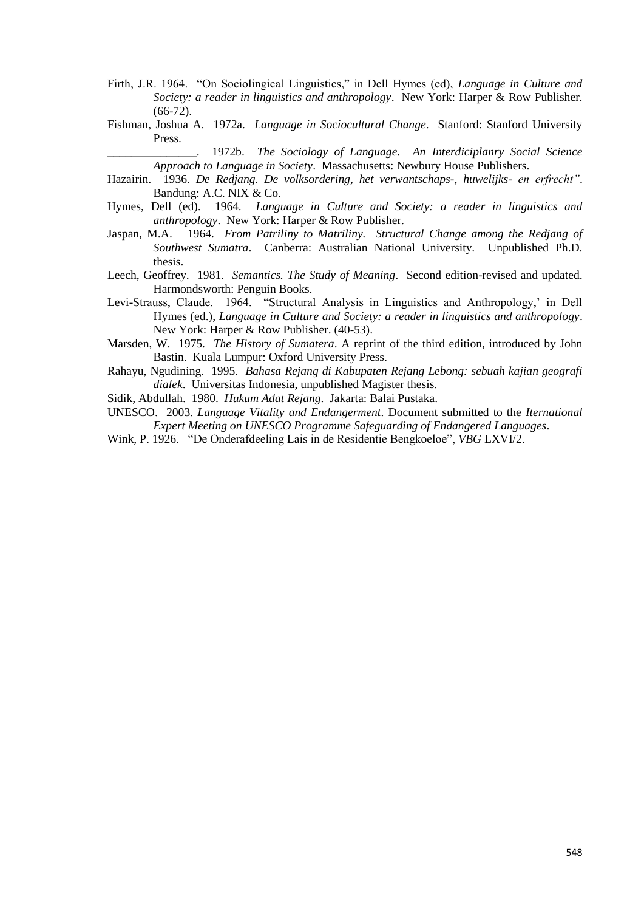Firth, J.R. 1964. "On Sociolingical Linguistics," in Dell Hymes (ed), *Language in Culture and Society: a reader in linguistics and anthropology*. New York: Harper & Row Publisher. (66-72).

Fishman, Joshua A. 1972a. *Language in Sociocultural Change*. Stanford: Stanford University Press.

_______________. 1972b. *The Sociology of Language. An Interdiciplanry Social Science Approach to Language in Society*. Massachusetts: Newbury House Publishers.

Hazairin. 1936. *De Redjang. De volksordering, het verwantschaps-, huwelijks- en erfrecht"*. Bandung: A.C. NIX & Co.

Hymes, Dell (ed). 1964. *Language in Culture and Society: a reader in linguistics and anthropology*. New York: Harper & Row Publisher.

Jaspan, M.A. 1964. *From Patriliny to Matriliny. Structural Change among the Redjang of Southwest Sumatra*. Canberra: Australian National University. Unpublished Ph.D. thesis.

Leech, Geoffrey. 1981. *Semantics. The Study of Meaning*. Second edition-revised and updated. Harmondsworth: Penguin Books.

Levi-Strauss, Claude. 1964. "Structural Analysis in Linguistics and Anthropology,' in Dell Hymes (ed.), *Language in Culture and Society: a reader in linguistics and anthropology*. New York: Harper & Row Publisher. (40-53).

Marsden, W. 1975. *The History of Sumatera*. A reprint of the third edition, introduced by John Bastin. Kuala Lumpur: Oxford University Press.

Rahayu, Ngudining. 1995. *Bahasa Rejang di Kabupaten Rejang Lebong: sebuah kajian geografi dialek*. Universitas Indonesia, unpublished Magister thesis.

Sidik, Abdullah. 1980. *Hukum Adat Rejang*. Jakarta: Balai Pustaka.

UNESCO. 2003. *Language Vitality and Endangerment*. Document submitted to the *Iternational Expert Meeting on UNESCO Programme Safeguarding of Endangered Languages*.

Wink, P. 1926. "De Onderafdeeling Lais in de Residentie Bengkoeloe", *VBG* LXVI/2.